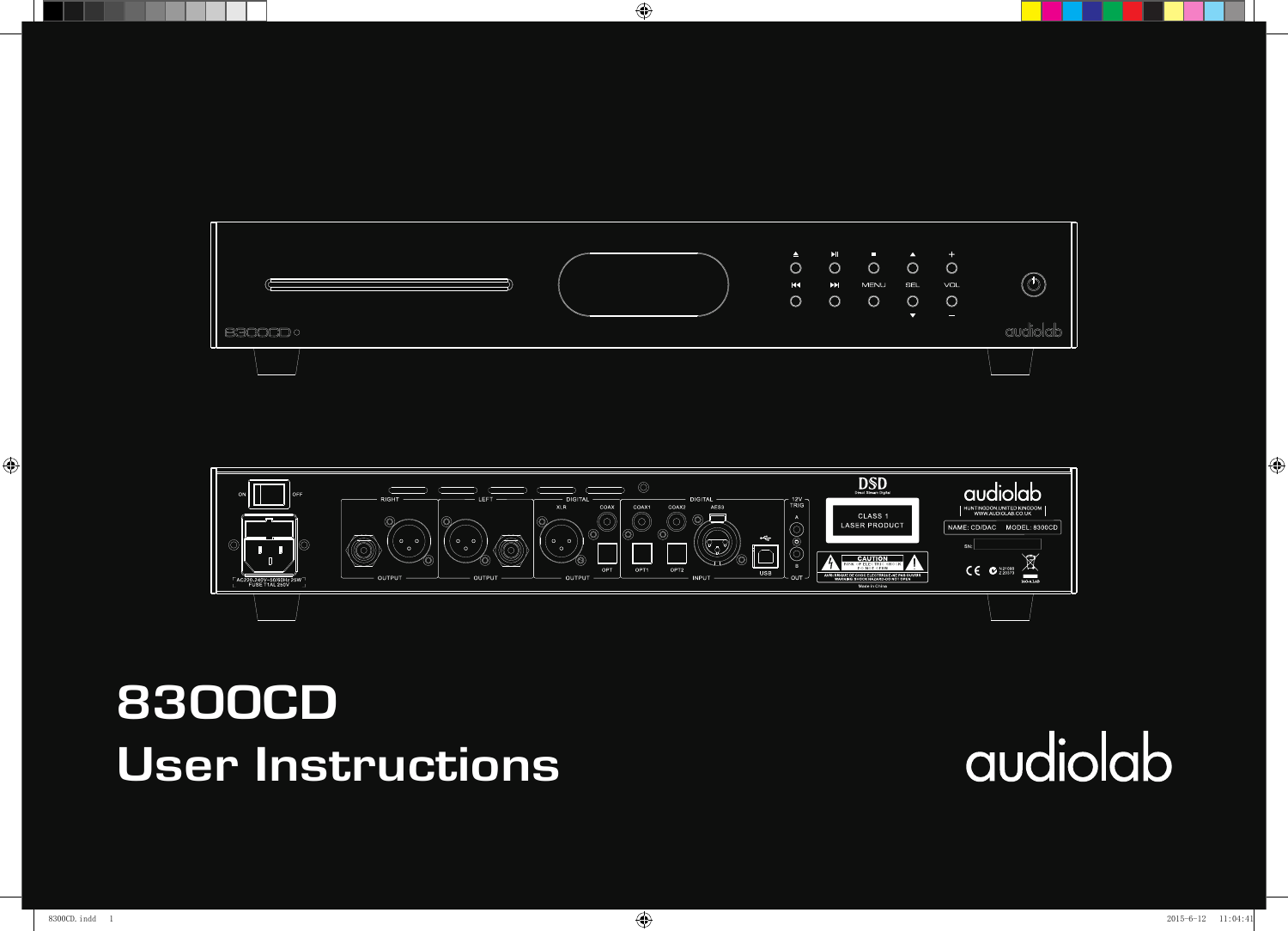# 8300CD
# User Instructions

audiolab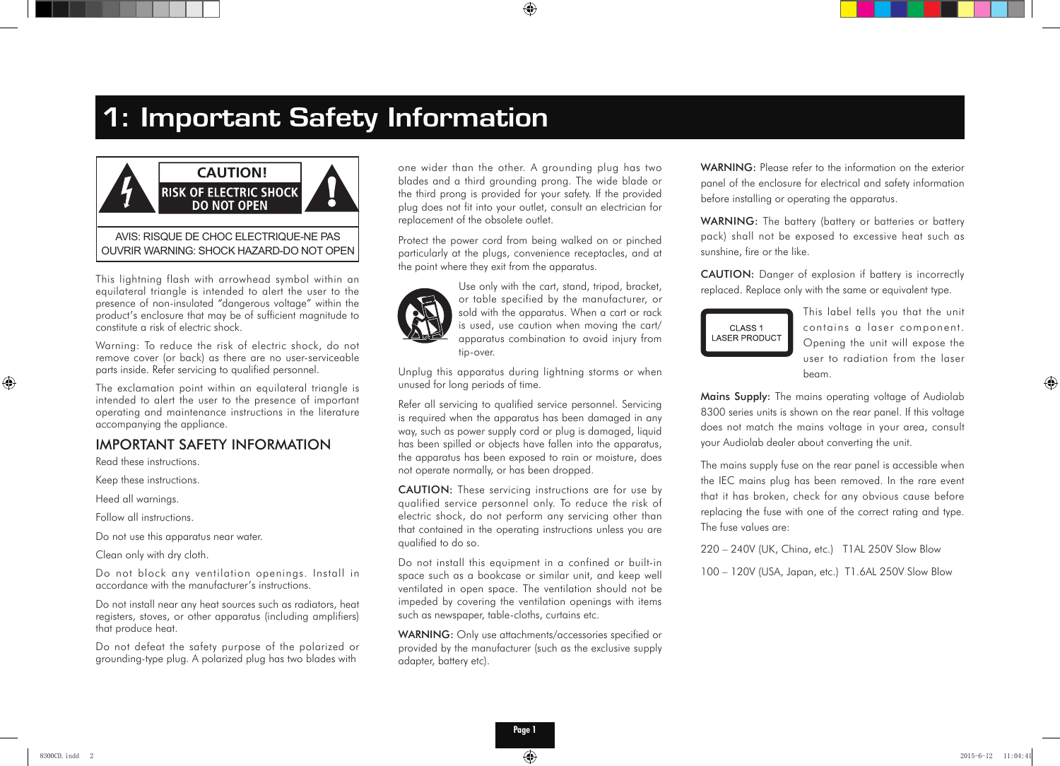# 1: Important Safety Information

**CAUTION!**
**RISK OF ELECTRIC SHOCK DO NOT OPEN**

AVIS: RISQUE DE CHOC ELECTRIQUE-NE PAS OUVRIR WARNING: SHOCK HAZARD-DO NOT OPEN

This lightning flash with arrowhead symbol within an equilateral triangle is intended to alert the user to the presence of non-insulated "dangerous voltage" within the product's enclosure that may be of sufficient magnitude to constitute a risk of electric shock.

Warning: To reduce the risk of electric shock, do not remove cover (or back) as there are no user-serviceable parts inside. Refer servicing to qualified personnel.

The exclamation point within an equilateral triangle is intended to alert the user to the presence of important operating and maintenance instructions in the literature accompanying the appliance.

## IMPORTANT SAFETY INFORMATION

Read these instructions.

Keep these instructions.

Heed all warnings.

Follow all instructions.

Do not use this apparatus near water.

Clean only with dry cloth.

Do not block any ventilation openings. Install in accordance with the manufacturer's instructions.

Do not install near any heat sources such as radiators, heat registers, stoves, or other apparatus (including amplifiers) that produce heat.

Do not defeat the safety purpose of the polarized or grounding-type plug. A polarized plug has two blades with one wider than the other. A grounding plug has two blades and a third grounding prong. The wide blade or the third prong is provided for your safety. If the provided plug does not fit into your outlet, consult an electrician for replacement of the obsolete outlet.

Protect the power cord from being walked on or pinched particularly at the plugs, convenience receptacles, and at the point where they exit from the apparatus.

Use only with the cart, stand, tripod, bracket, or table specified by the manufacturer, or sold with the apparatus. When a cart or rack is used, use caution when moving the cart/apparatus combination to avoid injury from tip-over.

Unplug this apparatus during lightning storms or when unused for long periods of time.

Refer all servicing to qualified service personnel. Servicing is required when the apparatus has been damaged in any way, such as power supply cord or plug is damaged, liquid has been spilled or objects have fallen into the apparatus, the apparatus has been exposed to rain or moisture, does not operate normally, or has been dropped.

**CAUTION:** These servicing instructions are for use by qualified service personnel only. To reduce the risk of electric shock, do not perform any servicing other than that contained in the operating instructions unless you are qualified to do so.

Do not install this equipment in a confined or built-in space such as a bookcase or similar unit, and keep well ventilated in open space. The ventilation should not be impeded by covering the ventilation openings with items such as newspaper, table-cloths, curtains etc.

**WARNING:** Only use attachments/accessories specified or provided by the manufacturer (such as the exclusive supply adapter, battery etc).

**WARNING:** Please refer to the information on the exterior panel of the enclosure for electrical and safety information before installing or operating the apparatus.

**WARNING:** The battery (battery or batteries or battery pack) shall not be exposed to excessive heat such as sunshine, fire or the like.

**CAUTION:** Danger of explosion if battery is incorrectly replaced. Replace only with the same or equivalent type.

CLASS 1 LASER PRODUCT

This label tells you that the unit contains a laser component. Opening the unit will expose the user to radiation from the laser beam.

**Mains Supply:** The mains operating voltage of Audiolab 8300 series units is shown on the rear panel. If this voltage does not match the mains voltage in your area, consult your Audiolab dealer about converting the unit.

The mains supply fuse on the rear panel is accessible when the IEC mains plug has been removed. In the rare event that it has broken, check for any obvious cause before replacing the fuse with one of the correct rating and type. The fuse values are:

220 – 240V (UK, China, etc.) T1AL 250V Slow Blow

100 – 120V (USA, Japan, etc.) T1.6AL 250V Slow Blow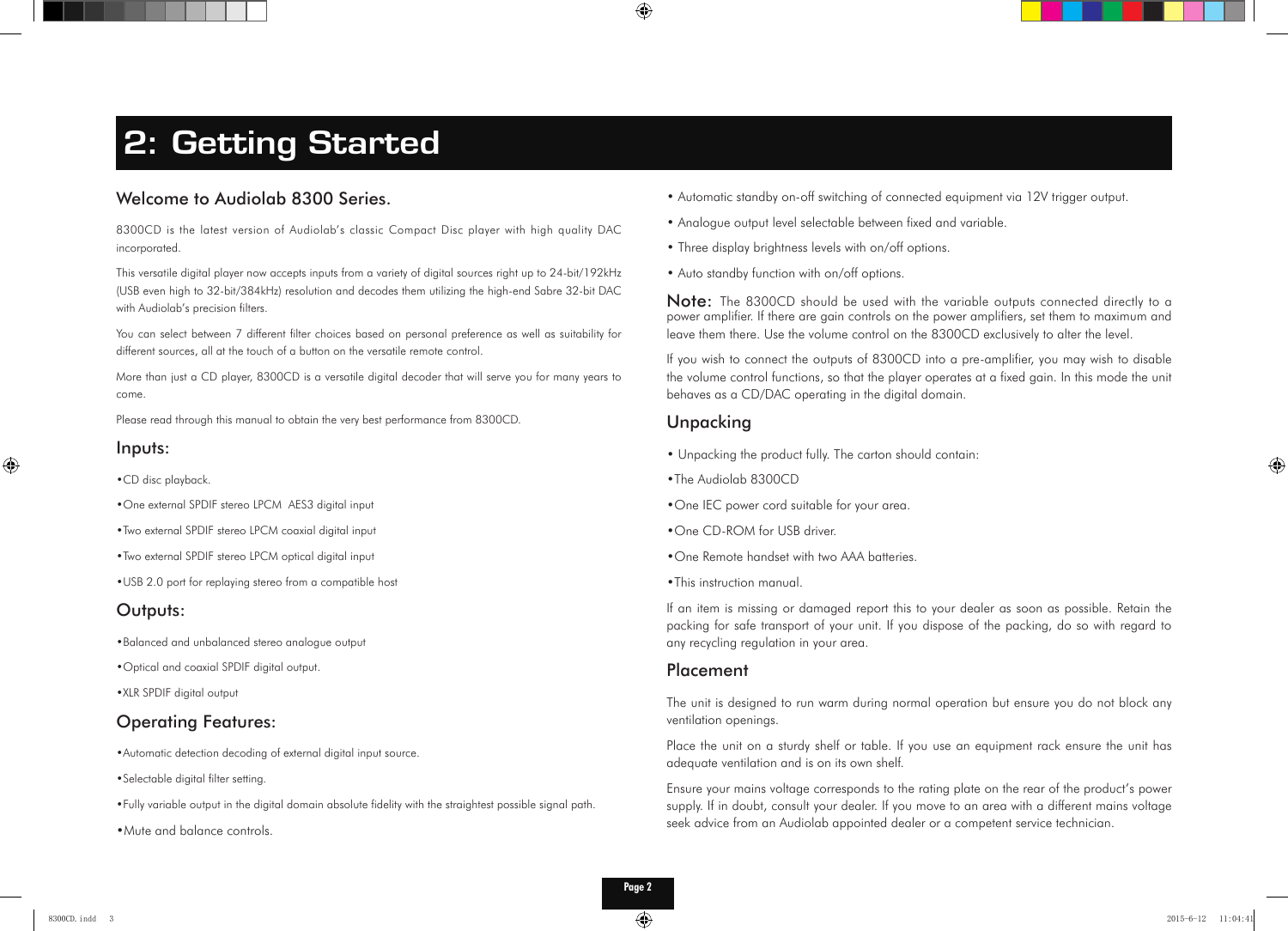# 2: Getting Started

## Welcome to Audiolab 8300 Series.

8300CD is the latest version of Audiolab's classic Compact Disc player with high quality DAC incorporated.

This versatile digital player now accepts inputs from a variety of digital sources right up to 24-bit/192kHz (USB even high to 32-bit/384kHz) resolution and decodes them utilizing the high-end Sabre 32-bit DAC with Audiolab's precision filters.

You can select between 7 different filter choices based on personal preference as well as suitability for different sources, all at the touch of a button on the versatile remote control.

More than just a CD player, 8300CD is a versatile digital decoder that will serve you for many years to come.

Please read through this manual to obtain the very best performance from 8300CD.

## Inputs:

- CD disc playback.
- One external SPDIF stereo LPCM AES3 digital input
- Two external SPDIF stereo LPCM coaxial digital input
- Two external SPDIF stereo LPCM optical digital input
- USB 2.0 port for replaying stereo from a compatible host

## Outputs:

- Balanced and unbalanced stereo analogue output
- Optical and coaxial SPDIF digital output.
- XLR SPDIF digital output

## Operating Features:

- Automatic detection decoding of external digital input source.
- Selectable digital filter setting.
- Fully variable output in the digital domain absolute fidelity with the straightest possible signal path.
- Mute and balance controls.
- Automatic standby on-off switching of connected equipment via 12V trigger output.
- Analogue output level selectable between fixed and variable.
- Three display brightness levels with on/off options.
- Auto standby function with on/off options.

**Note:** The 8300CD should be used with the variable outputs connected directly to a power amplifier. If there are gain controls on the power amplifiers, set them to maximum and leave them there. Use the volume control on the 8300CD exclusively to alter the level.

If you wish to connect the outputs of 8300CD into a pre-amplifier, you may wish to disable the volume control functions, so that the player operates at a fixed gain. In this mode the unit behaves as a CD/DAC operating in the digital domain.

## Unpacking

- Unpacking the product fully. The carton should contain:
- The Audiolab 8300CD
- One IEC power cord suitable for your area.
- One CD-ROM for USB driver.
- One Remote handset with two AAA batteries.
- This instruction manual.

If an item is missing or damaged report this to your dealer as soon as possible. Retain the packing for safe transport of your unit. If you dispose of the packing, do so with regard to any recycling regulation in your area.

## Placement

The unit is designed to run warm during normal operation but ensure you do not block any ventilation openings.

Place the unit on a sturdy shelf or table. If you use an equipment rack ensure the unit has adequate ventilation and is on its own shelf.

Ensure your mains voltage corresponds to the rating plate on the rear of the product's power supply. If in doubt, consult your dealer. If you move to an area with a different mains voltage seek advice from an Audiolab appointed dealer or a competent service technician.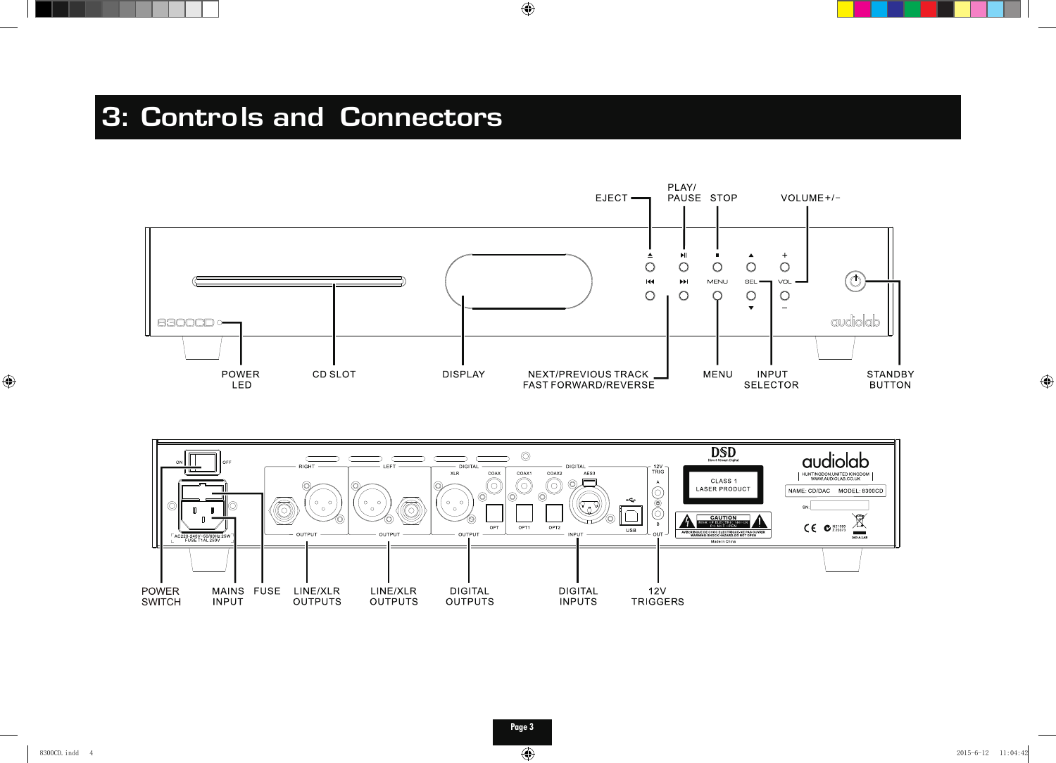# 3: Controls and Connectors

EJECT

PLAY/PAUSE

STOP

VOLUME +/-

POWER LED

CD SLOT

DISPLAY

NEXT/PREVIOUS TRACK FAST FORWARD/REVERSE

MENU

INPUT SELECTOR

STANDBY BUTTON

POWER SWITCH

MAINS INPUT

FUSE

LINE/XLR OUTPUTS

LINE/XLR OUTPUTS

DIGITAL OUTPUTS

DIGITAL INPUTS

12V TRIGGERS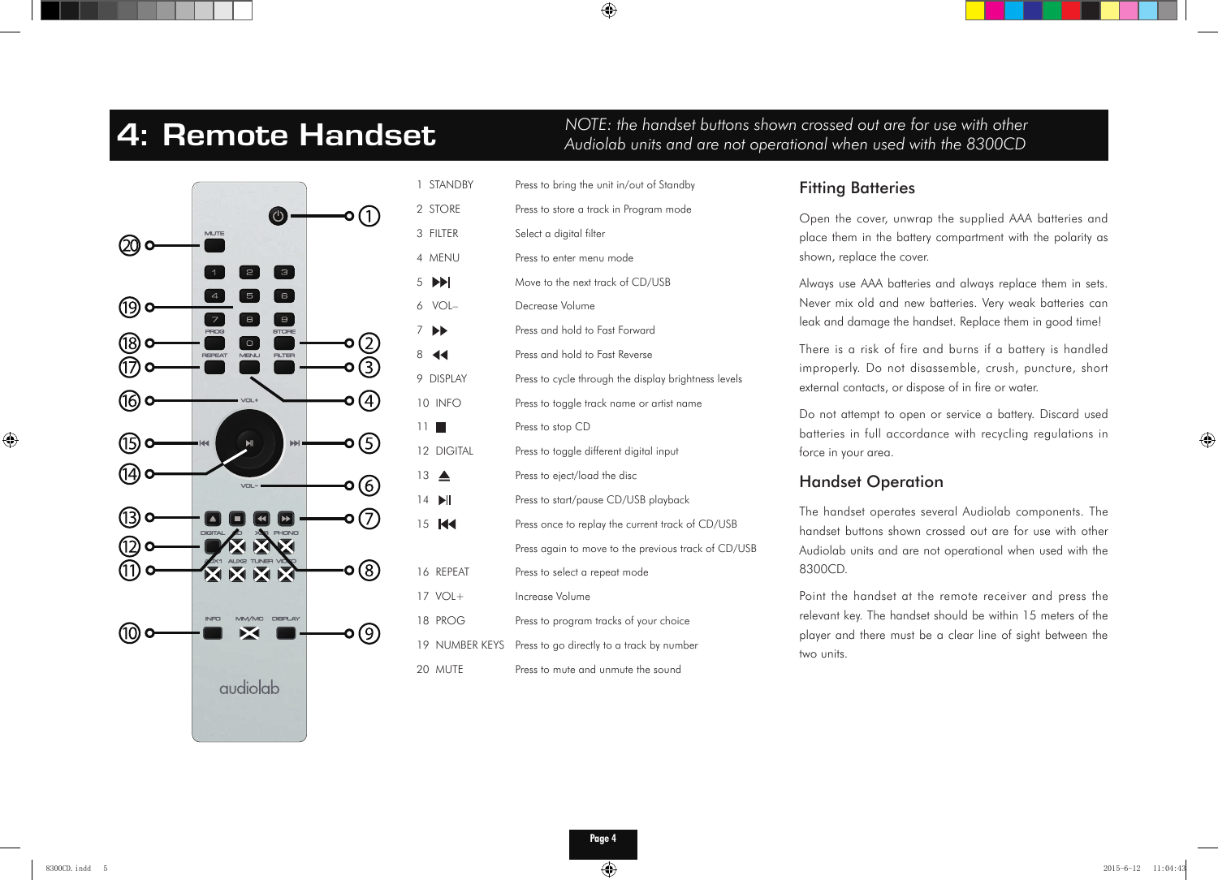# 4: Remote Handset

*NOTE: the handset buttons shown crossed out are for use with other Audiolab units and are not operational when used with the 8300CD*

| | |
|---|---|
| 1 STANDBY | Press to bring the unit in/out of Standby |
| 2 STORE | Press to store a track in Program mode |
| 3 FILTER | Select a digital filter |
| 4 MENU | Press to enter menu mode |
| 5 ⏭ | Move to the next track of CD/USB |
| 6 VOL– | Decrease Volume |
| 7 ⏩ | Press and hold to Fast Forward |
| 8 ⏪ | Press and hold to Fast Reverse |
| 9 DISPLAY | Press to cycle through the display brightness levels |
| 10 INFO | Press to toggle track name or artist name |
| 11 ■ | Press to stop CD |
| 12 DIGITAL | Press to toggle different digital input |
| 13 ⏏ | Press to eject/load the disc |
| 14 ⏯ | Press to start/pause CD/USB playback |
| 15 ⏮ | Press once to replay the current track of CD/USB |
| | Press again to move to the previous track of CD/USB |
| 16 REPEAT | Press to select a repeat mode |
| 17 VOL+ | Increase Volume |
| 18 PROG | Press to program tracks of your choice |
| 19 NUMBER KEYS | Press to go directly to a track by number |
| 20 MUTE | Press to mute and unmute the sound |

## Fitting Batteries

Open the cover, unwrap the supplied AAA batteries and place them in the battery compartment with the polarity as shown, replace the cover.

Always use AAA batteries and always replace them in sets. Never mix old and new batteries. Very weak batteries can leak and damage the handset. Replace them in good time!

There is a risk of fire and burns if a battery is handled improperly. Do not disassemble, crush, puncture, short external contacts, or dispose of in fire or water.

Do not attempt to open or service a battery. Discard used batteries in full accordance with recycling regulations in force in your area.

## Handset Operation

The handset operates several Audiolab components. The handset buttons shown crossed out are for use with other Audiolab units and are not operational when used with the 8300CD.

Point the handset at the remote receiver and press the relevant key. The handset should be within 15 meters of the player and there must be a clear line of sight between the two units.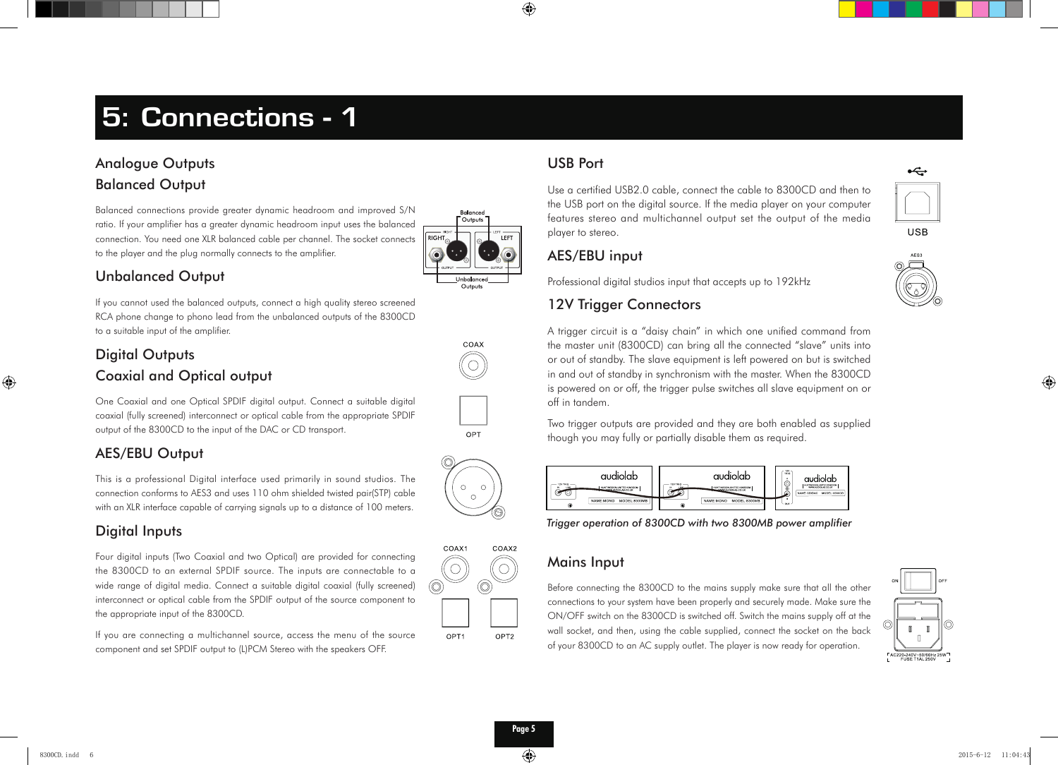# 5: Connections - 1

## Analogue Outputs

### Balanced Output

Balanced connections provide greater dynamic headroom and improved S/N ratio. If your amplifier has a greater dynamic headroom input uses the balanced connection. You need one XLR balanced cable per channel. The socket connects to the player and the plug normally connects to the amplifier.

### Unbalanced Output

If you cannot used the balanced outputs, connect a high quality stereo screened RCA phone change to phono lead from the unbalanced outputs of the 8300CD to a suitable input of the amplifier.

## Digital Outputs

### Coaxial and Optical output

One Coaxial and one Optical SPDIF digital output. Connect a suitable digital coaxial (fully screened) interconnect or optical cable from the appropriate SPDIF output of the 8300CD to the input of the DAC or CD transport.

### AES/EBU Output

This is a professional Digital interface used primarily in sound studios. The connection conforms to AES3 and uses 110 ohm shielded twisted pair(STP) cable with an XLR interface capable of carrying signals up to a distance of 100 meters.

## Digital Inputs

Four digital inputs (Two Coaxial and two Optical) are provided for connecting the 8300CD to an external SPDIF source. The inputs are connectable to a wide range of digital media. Connect a suitable digital coaxial (fully screened) interconnect or optical cable from the SPDIF output of the source component to the appropriate input of the 8300CD.

If you are connecting a multichannel source, access the menu of the source component and set SPDIF output to (L)PCM Stereo with the speakers OFF.

## USB Port

Use a certified USB2.0 cable, connect the cable to 8300CD and then to the USB port on the digital source. If the media player on your computer features stereo and multichannel output set the output of the media player to stereo.

## AES/EBU input

Professional digital studios input that accepts up to 192kHz

## 12V Trigger Connectors

A trigger circuit is a "daisy chain" in which one unified command from the master unit (8300CD) can bring all the connected "slave" units into or out of standby. The slave equipment is left powered on but is switched in and out of standby in synchronism with the master. When the 8300CD is powered on or off, the trigger pulse switches all slave equipment on or off in tandem.

Two trigger outputs are provided and they are both enabled as supplied though you may fully or partially disable them as required.

*Trigger operation of 8300CD with two 8300MB power amplifier*

## Mains Input

Before connecting the 8300CD to the mains supply make sure that all the other connections to your system have been properly and securely made. Make sure the ON/OFF switch on the 8300CD is switched off. Switch the mains supply off at the wall socket, and then, using the cable supplied, connect the socket on the back of your 8300CD to an AC supply outlet. The player is now ready for operation.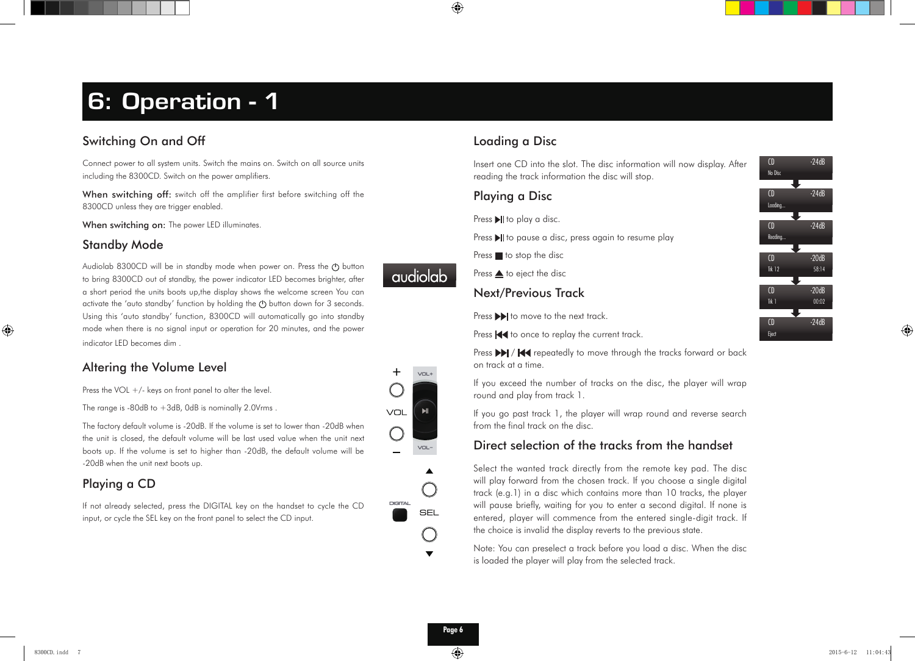# 6: Operation - 1

## Switching On and Off

Connect power to all system units. Switch the mains on. Switch on all source units including the 8300CD. Switch on the power amplifiers.

**When switching off:** switch off the amplifier first before switching off the 8300CD unless they are trigger enabled.

**When switching on:** The power LED illuminates.

## Standby Mode

Audiolab 8300CD will be in standby mode when power on. Press the ⏻ button to bring 8300CD out of standby, the power indicator LED becomes brighter, after a short period the units boots up,the display shows the welcome screen You can activate the 'auto standby' function by holding the ⏻ button down for 3 seconds. Using this 'auto standby' function, 8300CD will automatically go into standby mode when there is no signal input or operation for 20 minutes, and the power indicator LED becomes dim .

## Altering the Volume Level

Press the VOL +/- keys on front panel to alter the level.

The range is -80dB to +3dB, 0dB is nominally 2.0Vrms .

The factory default volume is -20dB. If the volume is set to lower than -20dB when the unit is closed, the default volume will be last used value when the unit next boots up. If the volume is set to higher than -20dB, the default volume will be -20dB when the unit next boots up.

## Playing a CD

If not already selected, press the DIGITAL key on the handset to cycle the CD input, or cycle the SEL key on the front panel to select the CD input.

## Loading a Disc

Insert one CD into the slot. The disc information will now display. After reading the track information the disc will stop.

## Playing a Disc

Press ▶‖ to play a disc.

Press ▶‖ to pause a disc, press again to resume play

Press ■ to stop the disc

Press ⏏ to eject the disc

## Next/Previous Track

Press ▶▶| to move to the next track.

Press |◀◀ to once to replay the current track.

Press ▶▶| / |◀◀ repeatedly to move through the tracks forward or back on track at a time.

If you exceed the number of tracks on the disc, the player will wrap round and play from track 1.

If you go past track 1, the player will wrap round and reverse search from the final track on the disc.

## Direct selection of the tracks from the handset

Select the wanted track directly from the remote key pad. The disc will play forward from the chosen track. If you choose a single digital track (e.g.1) in a disc which contains more than 10 tracks, the player will pause briefly, waiting for you to enter a second digital. If none is entered, player will commence from the entered single-digit track. If the choice is invalid the display reverts to the previous state.

Note: You can preselect a track before you load a disc. When the disc is loaded the player will play from the selected track.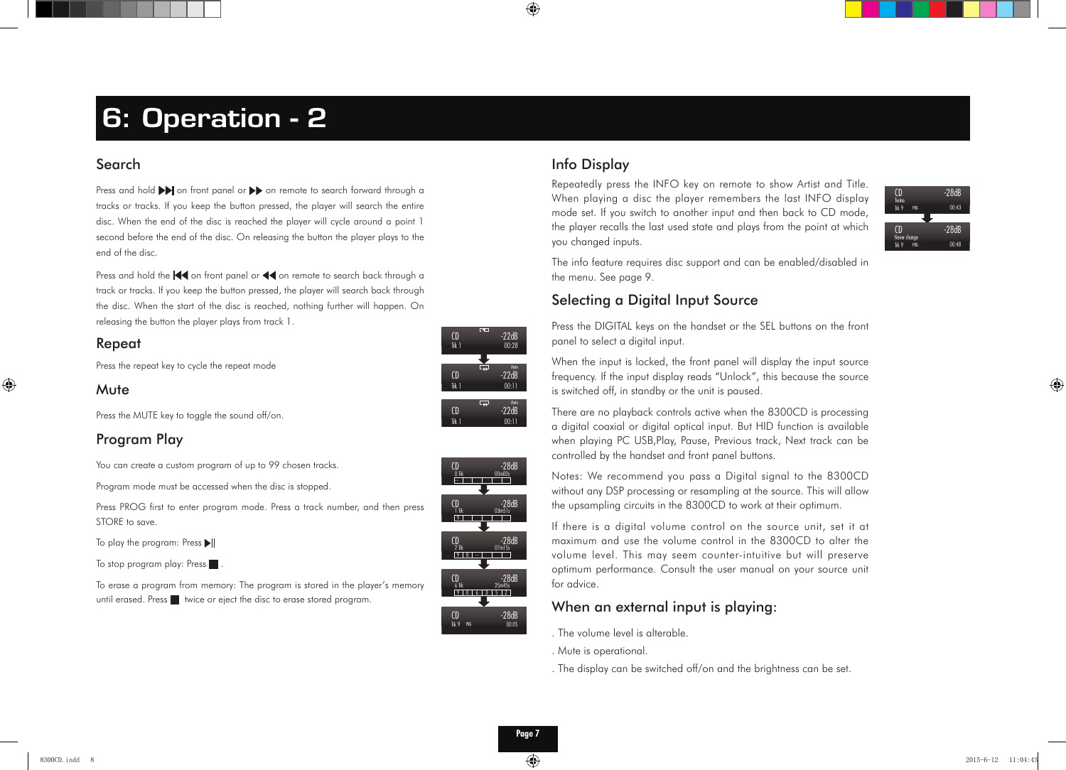# 6: Operation - 2

## Search

Press and hold ▶▶| on front panel or ▶▶ on remote to search forward through a tracks or tracks. If you keep the button pressed, the player will search the entire disc. When the end of the disc is reached the player will cycle around a point 1 second before the end of the disc. On releasing the button the player plays to the end of the disc.

Press and hold the |◀◀ on front panel or ◀◀ on remote to search back through a track or tracks. If you keep the button pressed, the player will search back through the disc. When the start of the disc is reached, nothing further will happen. On releasing the button the player plays from track 1.

## Repeat

Press the repeat key to cycle the repeat mode

## Mute

Press the MUTE key to toggle the sound off/on.

## Program Play

You can create a custom program of up to 99 chosen tracks.

Program mode must be accessed when the disc is stopped.

Press PROG first to enter program mode. Press a track number, and then press STORE to save.

To play the program: Press ▶||

To stop program play: Press ■ .

To erase a program from memory: The program is stored in the player's memory until erased. Press ■ twice or eject the disc to erase stored program.

## Info Display

Repeatedly press the INFO key on remote to show Artist and Title. When playing a disc the player remembers the last INFO display mode set. If you switch to another input and then back to CD mode, the player recalls the last used state and plays from the point at which you changed inputs.

The info feature requires disc support and can be enabled/disabled in the menu. See page 9.

## Selecting a Digital Input Source

Press the DIGITAL keys on the handset or the SEL buttons on the front panel to select a digital input.

When the input is locked, the front panel will display the input source frequency. If the input display reads "Unlock", this because the source is switched off, in standby or the unit is paused.

There are no playback controls active when the 8300CD is processing a digital coaxial or digital optical input. But HID function is available when playing PC USB,Play, Pause, Previous track, Next track can be controlled by the handset and front panel buttons.

Notes: We recommend you pass a Digital signal to the 8300CD without any DSP processing or resampling at the source. This will allow the upsampling circuits in the 8300CD to work at their optimum.

If there is a digital volume control on the source unit, set it at maximum and use the volume control in the 8300CD to alter the volume level. This may seem counter-intuitive but will preserve optimum performance. Consult the user manual on your source unit for advice.

## When an external input is playing:

. The volume level is alterable.

. Mute is operational.

. The display can be switched off/on and the brightness can be set.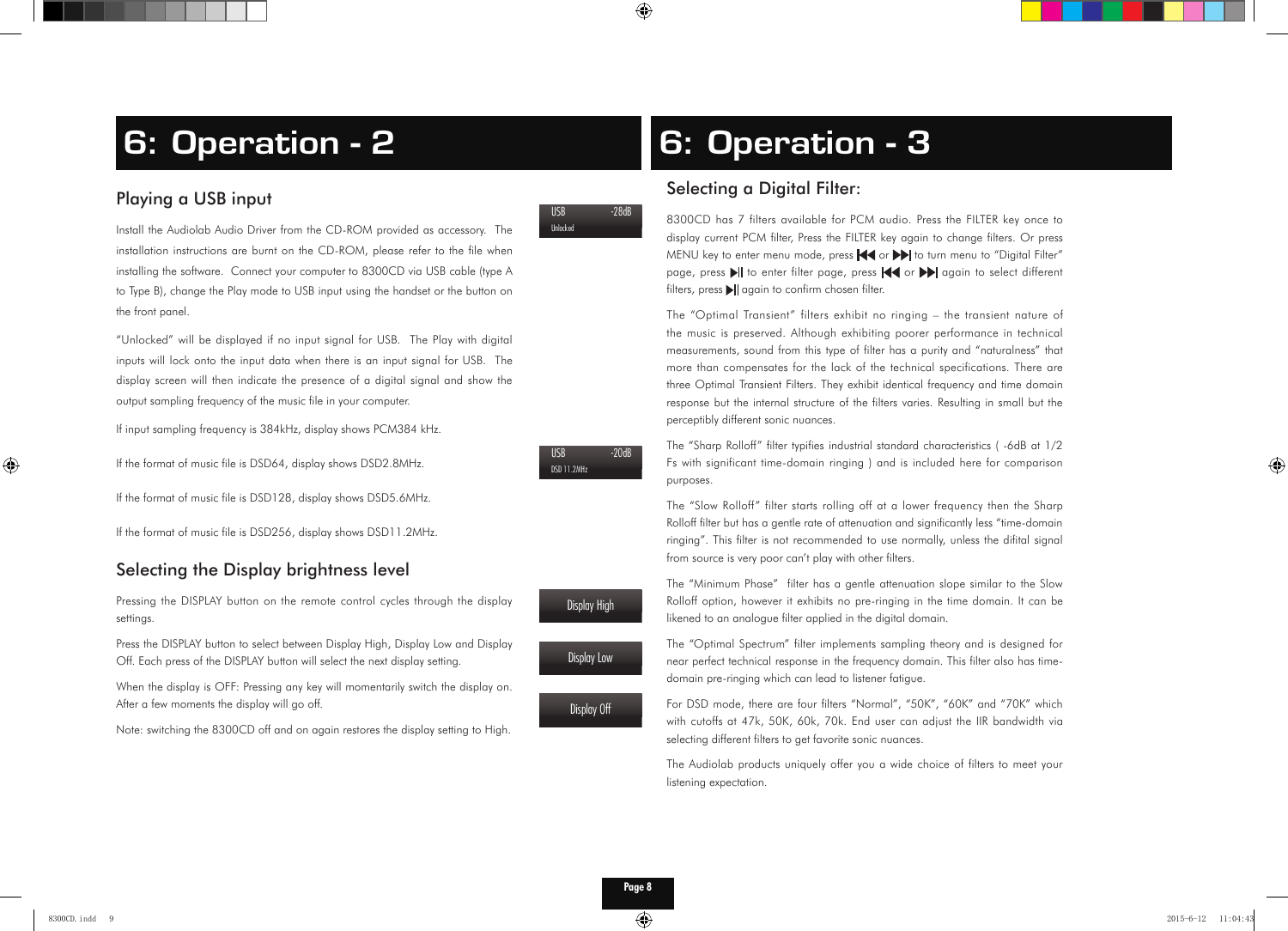# 6: Operation - 2

## Playing a USB input

Install the Audiolab Audio Driver from the CD-ROM provided as accessory. The installation instructions are burnt on the CD-ROM, please refer to the file when installing the software. Connect your computer to 8300CD via USB cable (type A to Type B), change the Play mode to USB input using the handset or the button on the front panel.

USB -28dB
Unlocked

"Unlocked" will be displayed if no input signal for USB. The Play with digital inputs will lock onto the input data when there is an input signal for USB. The display screen will then indicate the presence of a digital signal and show the output sampling frequency of the music file in your computer.

If input sampling frequency is 384kHz, display shows PCM384 kHz.

If the format of music file is DSD64, display shows DSD2.8MHz.

If the format of music file is DSD128, display shows DSD5.6MHz.

If the format of music file is DSD256, display shows DSD11.2MHz.

USB -20dB
DSD 11.2MHz

## Selecting the Display brightness level

Pressing the DISPLAY button on the remote control cycles through the display settings.

Press the DISPLAY button to select between Display High, Display Low and Display Off. Each press of the DISPLAY button will select the next display setting.

When the display is OFF: Pressing any key will momentarily switch the display on. After a few moments the display will go off.

Note: switching the 8300CD off and on again restores the display setting to High.

Display High

Display Low

Display Off

# 6: Operation - 3

## Selecting a Digital Filter:

8300CD has 7 filters available for PCM audio. Press the FILTER key once to display current PCM filter, Press the FILTER key again to change filters. Or press MENU key to enter menu mode, press ⏮ or ⏭ to turn menu to "Digital Filter" page, press ⏯ to enter filter page, press ⏮ or ⏭ again to select different filters, press ⏯ again to confirm chosen filter.

The "Optimal Transient" filters exhibit no ringing – the transient nature of the music is preserved. Although exhibiting poorer performance in technical measurements, sound from this type of filter has a purity and "naturalness" that more than compensates for the lack of the technical specifications. There are three Optimal Transient Filters. They exhibit identical frequency and time domain response but the internal structure of the filters varies. Resulting in small but the perceptibly different sonic nuances.

The "Sharp Rolloff" filter typifies industrial standard characteristics ( -6dB at 1/2 Fs with significant time-domain ringing ) and is included here for comparison purposes.

The "Slow Rolloff" filter starts rolling off at a lower frequency then the Sharp Rolloff filter but has a gentle rate of attenuation and significantly less "time-domain ringing". This filter is not recommended to use normally, unless the difital signal from source is very poor can't play with other filters.

The "Minimum Phase" filter has a gentle attenuation slope similar to the Slow Rolloff option, however it exhibits no pre-ringing in the time domain. It can be likened to an analogue filter applied in the digital domain.

The "Optimal Spectrum" filter implements sampling theory and is designed for near perfect technical response in the frequency domain. This filter also has time-domain pre-ringing which can lead to listener fatigue.

For DSD mode, there are four filters "Normal", "50K", "60K" and "70K" which with cutoffs at 47k, 50K, 60k, 70k. End user can adjust the IIR bandwidth via selecting different filters to get favorite sonic nuances.

The Audiolab products uniquely offer you a wide choice of filters to meet your listening expectation.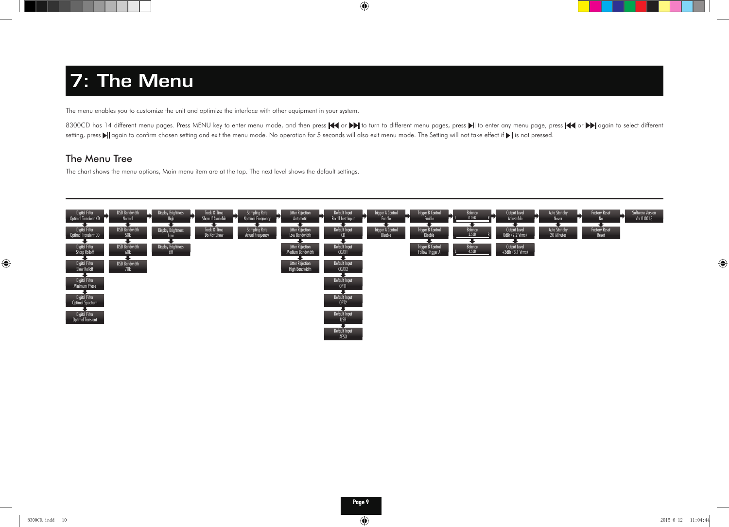# 7: The Menu

The menu enables you to customize the unit and optimize the interface with other equipment in your system.

8300CD has 14 different menu pages. Press MENU key to enter menu mode, and then press ◀◀ or ▶▶| to turn to different menu pages, press ▶|| to enter any menu page, press ◀◀ or ▶▶| again to select different setting, press ▶|| again to confirm chosen setting and exit the menu mode. No operation for 5 seconds will also exit menu mode. The Setting will not take effect if ▶|| is not pressed.

## The Menu Tree

The chart shows the menu options, Main menu item are at the top. The next level shows the default settings.

| Digital Filter | DSD Bandwidth | Display Brightness | Track & Time | Sampling Rate | Jitter Rejection | Default Input | Trigger A Control | Trigger B Control | Balance | Output Level | Auto Standby | Factory Reset | Software Version |
|---|---|---|---|---|---|---|---|---|---|---|---|---|---|
| Optimal Transient XD | Normal | High | Show If Available | Nominal Frequency | Automatic | Recall Last Input | Enable | Enable | 0.0dB | Adjustable | Never | No | Ver:0.0013 |
| Optimal Transient DD | 50k | Low | Do Not Show | Actual Frequency | Low Bandwidth | CD | Disable | Disable | 3.5dB | 0dBr (2.2 Vrms) | 20 Minutes | Reset | |
| Sharp Rolloff | 60k | Off | | | Medium Bandwidth | COAX1 | | Follow Trigger A | 4.5dB | +3dBr (3.1 Vrms) | | | |
| Slow Rolloff | 70k | | | | High Bandwidth | COAX2 | | | | | | | |
| Minimum Phase | | | | | | OPT1 | | | | | | | |
| Optimal Spectrum | | | | | | OPT2 | | | | | | | |
| Optimal Transient | | | | | | USB | | | | | | | |
| | | | | | | AES3 | | | | | | | |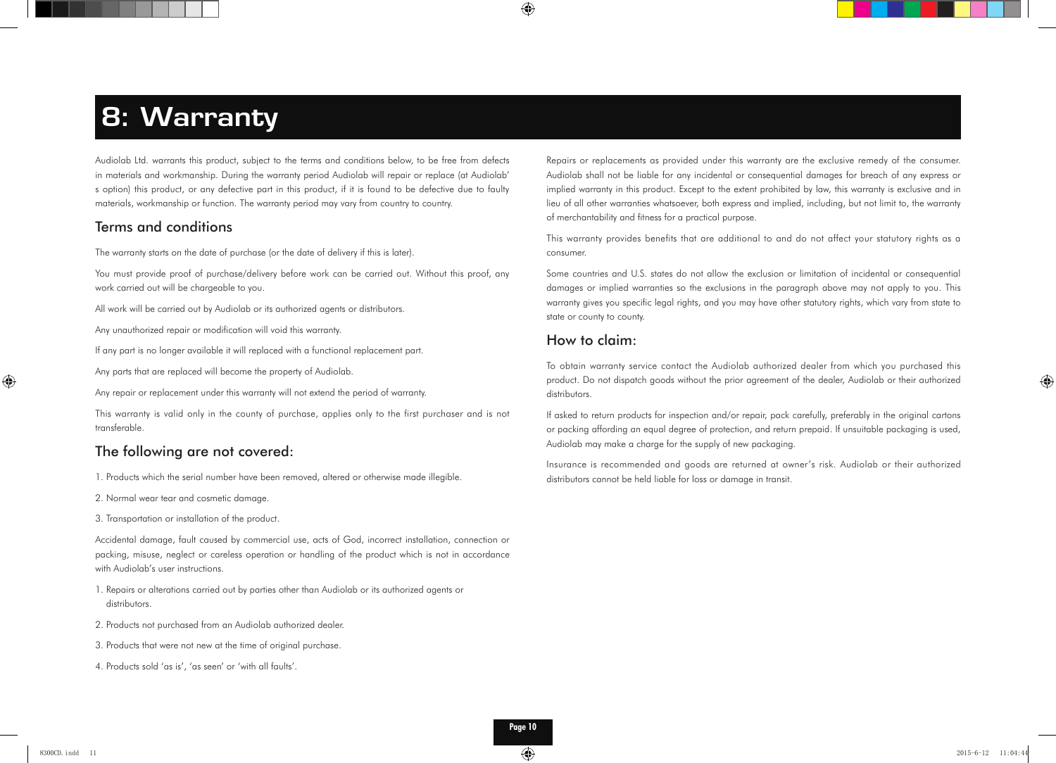# 8: Warranty

Audiolab Ltd. warrants this product, subject to the terms and conditions below, to be free from defects in materials and workmanship. During the warranty period Audiolab will repair or replace (at Audiolab' s option) this product, or any defective part in this product, if it is found to be defective due to faulty materials, workmanship or function. The warranty period may vary from country to country.

## Terms and conditions

The warranty starts on the date of purchase (or the date of delivery if this is later).

You must provide proof of purchase/delivery before work can be carried out. Without this proof, any work carried out will be chargeable to you.

All work will be carried out by Audiolab or its authorized agents or distributors.

Any unauthorized repair or modification will void this warranty.

If any part is no longer available it will replaced with a functional replacement part.

Any parts that are replaced will become the property of Audiolab.

Any repair or replacement under this warranty will not extend the period of warranty.

This warranty is valid only in the county of purchase, applies only to the first purchaser and is not transferable.

## The following are not covered:

1. Products which the serial number have been removed, altered or otherwise made illegible.
2. Normal wear tear and cosmetic damage.
3. Transportation or installation of the product.

Accidental damage, fault caused by commercial use, acts of God, incorrect installation, connection or packing, misuse, neglect or careless operation or handling of the product which is not in accordance with Audiolab's user instructions.

1. Repairs or alterations carried out by parties other than Audiolab or its authorized agents or distributors.
2. Products not purchased from an Audiolab authorized dealer.
3. Products that were not new at the time of original purchase.
4. Products sold 'as is', 'as seen' or 'with all faults'.

Repairs or replacements as provided under this warranty are the exclusive remedy of the consumer. Audiolab shall not be liable for any incidental or consequential damages for breach of any express or implied warranty in this product. Except to the extent prohibited by law, this warranty is exclusive and in lieu of all other warranties whatsoever, both express and implied, including, but not limit to, the warranty of merchantability and fitness for a practical purpose.

This warranty provides benefits that are additional to and do not affect your statutory rights as a consumer.

Some countries and U.S. states do not allow the exclusion or limitation of incidental or consequential damages or implied warranties so the exclusions in the paragraph above may not apply to you. This warranty gives you specific legal rights, and you may have other statutory rights, which vary from state to state or county to county.

## How to claim:

To obtain warranty service contact the Audiolab authorized dealer from which you purchased this product. Do not dispatch goods without the prior agreement of the dealer, Audiolab or their authorized distributors.

If asked to return products for inspection and/or repair, pack carefully, preferably in the original cartons or packing affording an equal degree of protection, and return prepaid. If unsuitable packaging is used, Audiolab may make a charge for the supply of new packaging.

Insurance is recommended and goods are returned at owner's risk. Audiolab or their authorized distributors cannot be held liable for loss or damage in transit.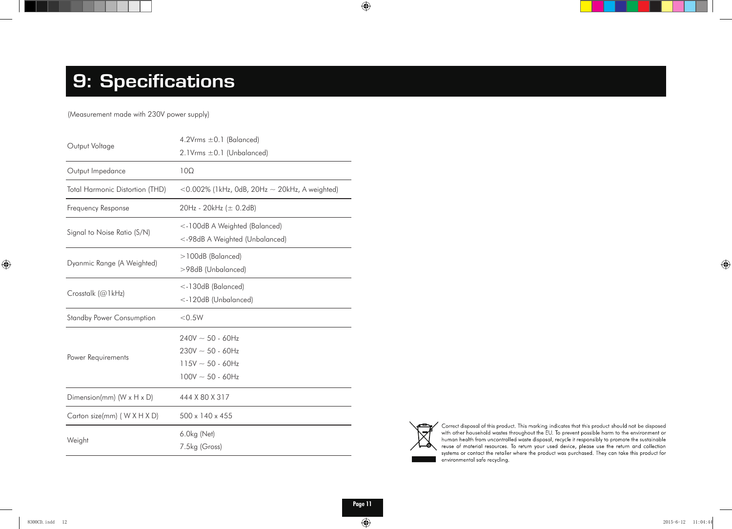# 9: Specifications

(Measurement made with 230V power supply)

| | |
|---|---|
| Output Voltage | 4.2Vrms ±0.1 (Balanced)<br>2.1Vrms ±0.1 (Unbalanced) |
| Output Impedance | 10Ω |
| Total Harmonic Distortion (THD) | <0.002% (1kHz, 0dB, 20Hz ~ 20kHz, A weighted) |
| Frequency Response | 20Hz - 20kHz (± 0.2dB) |
| Signal to Noise Ratio (S/N) | <-100dB A Weighted (Balanced)<br><-98dB A Weighted (Unbalanced) |
| Dyanmic Range (A Weighted) | >100dB (Balanced)<br>>98dB (Unbalanced) |
| Crosstalk (@1kHz) | <-130dB (Balanced)<br><-120dB (Unbalanced) |
| Standby Power Consumption | <0.5W |
| Power Requirements | 240V ~ 50 - 60Hz<br>230V ~ 50 - 60Hz<br>115V ~ 50 - 60Hz<br>100V ~ 50 - 60Hz |
| Dimension(mm) (W x H x D) | 444 X 80 X 317 |
| Carton size(mm) ( W X H X D) | 500 x 140 x 455 |
| Weight | 6.0kg (Net)<br>7.5kg (Gross) |

Correct disposal of this product. This marking indicates that this product should not be disposed with other household wastes throughout the EU. To prevent possible harm to the environment or human health from uncontrolled waste disposal, recycle it responsibly to promote the sustainable reuse of material resources. To return your used device, please use the return and collection systems or contact the retailer where the product was purchased. They can take this product for environmental safe recycling.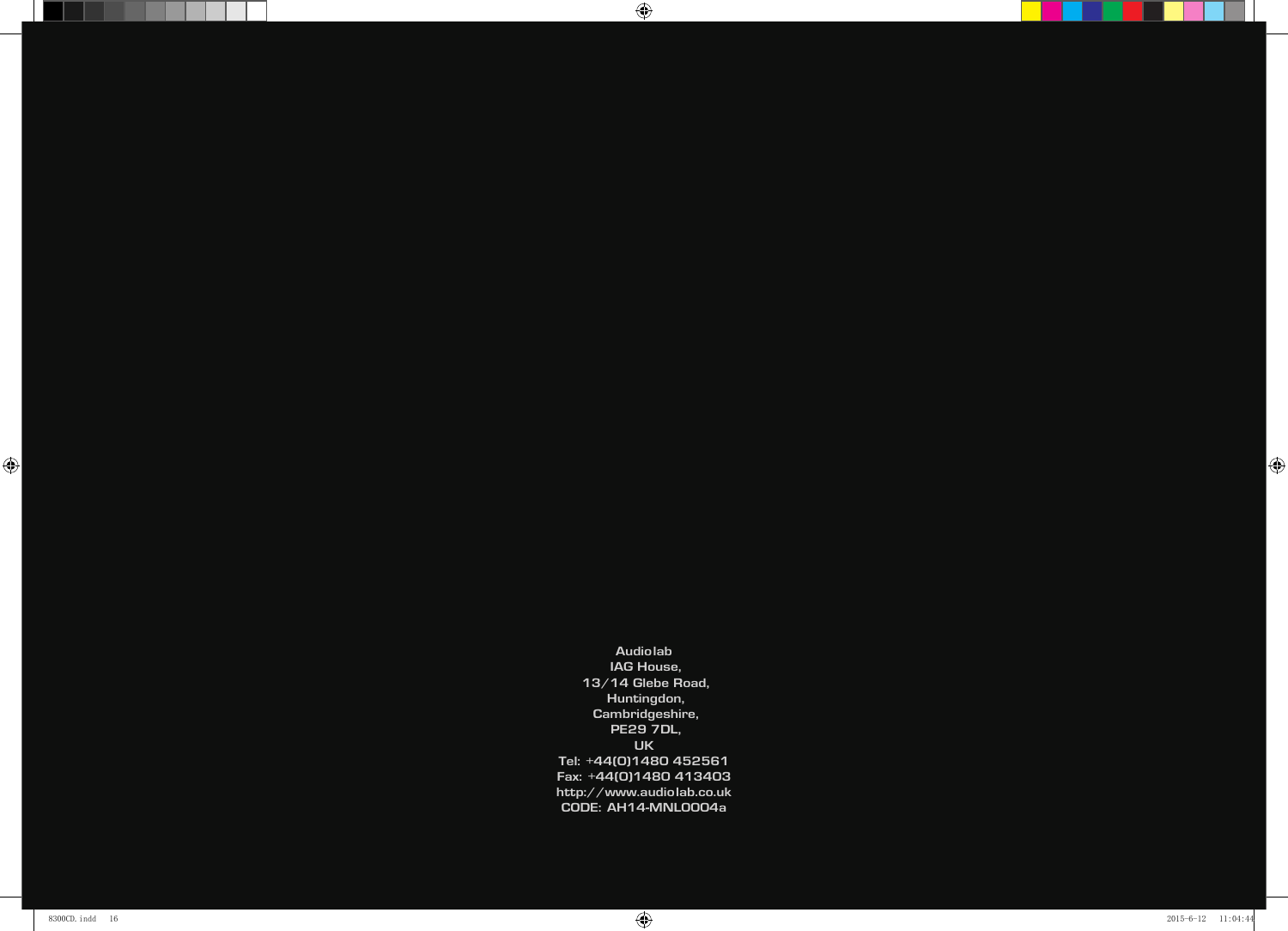Audiolab
IAG House,
13/14 Glebe Road,
Huntingdon,
Cambridgeshire,
PE29 7DL,
UK
Tel: +44(0)1480 452561
Fax: +44(0)1480 413403
http://www.audiolab.co.uk
CODE: AH14-MNL0004a